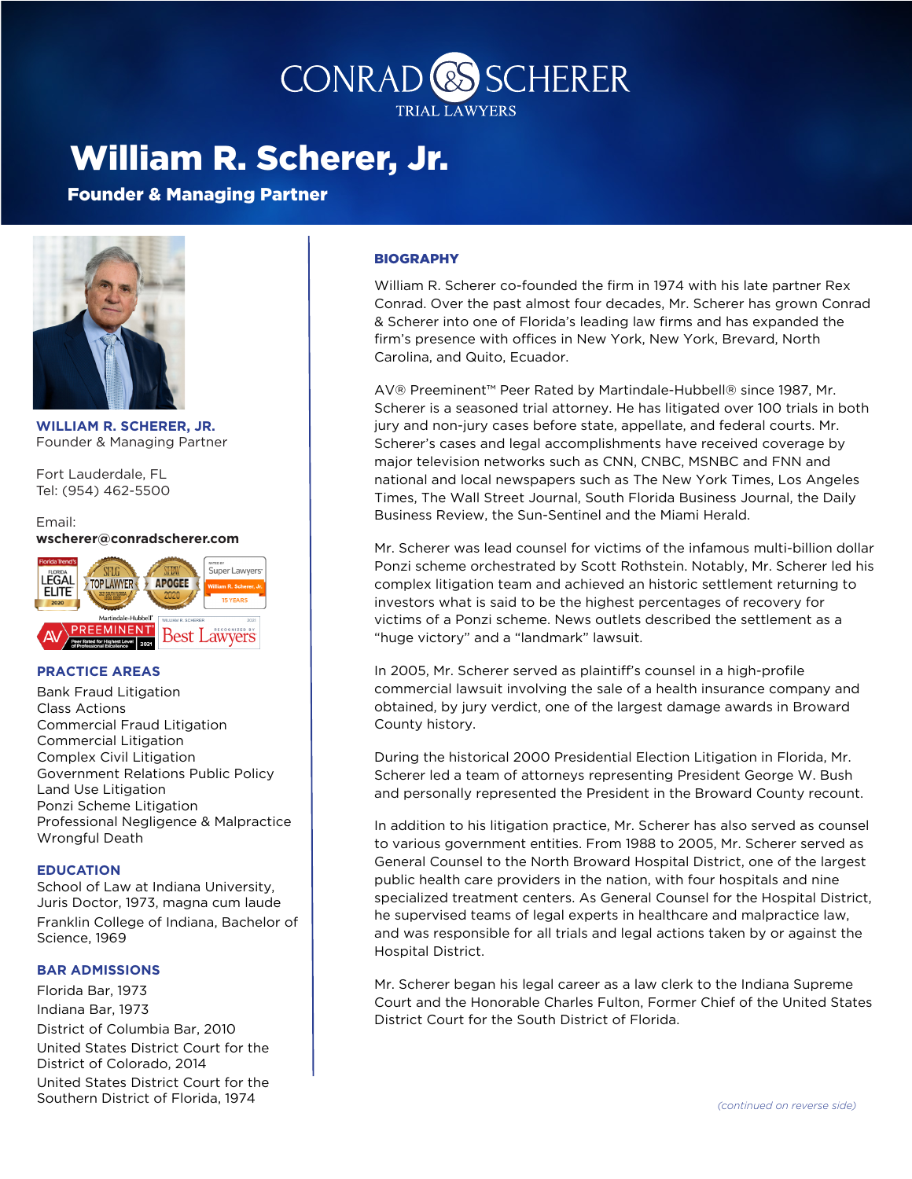CONRAD & SCHERER
TRIAL LAWYERS

# William R. Scherer, Jr.

**Founder & Managing Partner**

**WILLIAM R. SCHERER, JR.**
Founder & Managing Partner

Fort Lauderdale, FL
Tel: (954) 462-5500

Email:
**wscherer@conradscherer.com**

## PRACTICE AREAS

Bank Fraud Litigation
Class Actions
Commercial Fraud Litigation
Commercial Litigation
Complex Civil Litigation
Government Relations Public Policy
Land Use Litigation
Ponzi Scheme Litigation
Professional Negligence & Malpractice
Wrongful Death

## EDUCATION

School of Law at Indiana University, Juris Doctor, 1973, magna cum laude

Franklin College of Indiana, Bachelor of Science, 1969

## BAR ADMISSIONS

Florida Bar, 1973

Indiana Bar, 1973

District of Columbia Bar, 2010

United States District Court for the District of Colorado, 2014

United States District Court for the Southern District of Florida, 1974

## BIOGRAPHY

William R. Scherer co-founded the firm in 1974 with his late partner Rex Conrad. Over the past almost four decades, Mr. Scherer has grown Conrad & Scherer into one of Florida's leading law firms and has expanded the firm's presence with offices in New York, New York, Brevard, North Carolina, and Quito, Ecuador.

AV® Preeminent™ Peer Rated by Martindale-Hubbell® since 1987, Mr. Scherer is a seasoned trial attorney. He has litigated over 100 trials in both jury and non-jury cases before state, appellate, and federal courts. Mr. Scherer's cases and legal accomplishments have received coverage by major television networks such as CNN, CNBC, MSNBC and FNN and national and local newspapers such as The New York Times, Los Angeles Times, The Wall Street Journal, South Florida Business Journal, the Daily Business Review, the Sun-Sentinel and the Miami Herald.

Mr. Scherer was lead counsel for victims of the infamous multi-billion dollar Ponzi scheme orchestrated by Scott Rothstein. Notably, Mr. Scherer led his complex litigation team and achieved an historic settlement returning to investors what is said to be the highest percentages of recovery for victims of a Ponzi scheme. News outlets described the settlement as a "huge victory" and a "landmark" lawsuit.

In 2005, Mr. Scherer served as plaintiff's counsel in a high-profile commercial lawsuit involving the sale of a health insurance company and obtained, by jury verdict, one of the largest damage awards in Broward County history.

During the historical 2000 Presidential Election Litigation in Florida, Mr. Scherer led a team of attorneys representing President George W. Bush and personally represented the President in the Broward County recount.

In addition to his litigation practice, Mr. Scherer has also served as counsel to various government entities. From 1988 to 2005, Mr. Scherer served as General Counsel to the North Broward Hospital District, one of the largest public health care providers in the nation, with four hospitals and nine specialized treatment centers. As General Counsel for the Hospital District, he supervised teams of legal experts in healthcare and malpractice law, and was responsible for all trials and legal actions taken by or against the Hospital District.

Mr. Scherer began his legal career as a law clerk to the Indiana Supreme Court and the Honorable Charles Fulton, Former Chief of the United States District Court for the South District of Florida.

*(continued on reverse side)*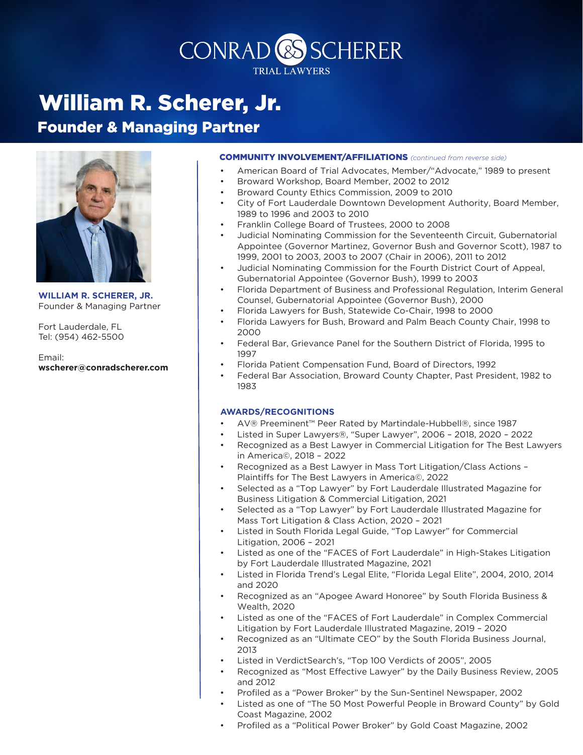CONRAD & SCHERER
TRIAL LAWYERS

# William R. Scherer, Jr.

## Founder & Managing Partner

**WILLIAM R. SCHERER, JR.**
Founder & Managing Partner

Fort Lauderdale, FL
Tel: (954) 462-5500

Email:
**wscherer@conradscherer.com**

### COMMUNITY INVOLVEMENT/AFFILIATIONS *(continued from reverse side)*

- American Board of Trial Advocates, Member/"Advocate," 1989 to present
- Broward Workshop, Board Member, 2002 to 2012
- Broward County Ethics Commission, 2009 to 2010
- City of Fort Lauderdale Downtown Development Authority, Board Member, 1989 to 1996 and 2003 to 2010
- Franklin College Board of Trustees, 2000 to 2008
- Judicial Nominating Commission for the Seventeenth Circuit, Gubernatorial Appointee (Governor Martinez, Governor Bush and Governor Scott), 1987 to 1999, 2001 to 2003, 2003 to 2007 (Chair in 2006), 2011 to 2012
- Judicial Nominating Commission for the Fourth District Court of Appeal, Gubernatorial Appointee (Governor Bush), 1999 to 2003
- Florida Department of Business and Professional Regulation, Interim General Counsel, Gubernatorial Appointee (Governor Bush), 2000
- Florida Lawyers for Bush, Statewide Co-Chair, 1998 to 2000
- Florida Lawyers for Bush, Broward and Palm Beach County Chair, 1998 to 2000
- Federal Bar, Grievance Panel for the Southern District of Florida, 1995 to 1997
- Florida Patient Compensation Fund, Board of Directors, 1992
- Federal Bar Association, Broward County Chapter, Past President, 1982 to 1983

### AWARDS/RECOGNITIONS

- AV® Preeminent™ Peer Rated by Martindale-Hubbell®, since 1987
- Listed in Super Lawyers®, "Super Lawyer", 2006 – 2018, 2020 – 2022
- Recognized as a Best Lawyer in Commercial Litigation for The Best Lawyers in America©, 2018 – 2022
- Recognized as a Best Lawyer in Mass Tort Litigation/Class Actions – Plaintiffs for The Best Lawyers in America©, 2022
- Selected as a "Top Lawyer" by Fort Lauderdale Illustrated Magazine for Business Litigation & Commercial Litigation, 2021
- Selected as a "Top Lawyer" by Fort Lauderdale Illustrated Magazine for Mass Tort Litigation & Class Action, 2020 – 2021
- Listed in South Florida Legal Guide, "Top Lawyer" for Commercial Litigation, 2006 – 2021
- Listed as one of the "FACES of Fort Lauderdale" in High-Stakes Litigation by Fort Lauderdale Illustrated Magazine, 2021
- Listed in Florida Trend's Legal Elite, "Florida Legal Elite", 2004, 2010, 2014 and 2020
- Recognized as an "Apogee Award Honoree" by South Florida Business & Wealth, 2020
- Listed as one of the "FACES of Fort Lauderdale" in Complex Commercial Litigation by Fort Lauderdale Illustrated Magazine, 2019 – 2020
- Recognized as an "Ultimate CEO" by the South Florida Business Journal, 2013
- Listed in VerdictSearch's, "Top 100 Verdicts of 2005", 2005
- Recognized as "Most Effective Lawyer" by the Daily Business Review, 2005 and 2012
- Profiled as a "Power Broker" by the Sun-Sentinel Newspaper, 2002
- Listed as one of "The 50 Most Powerful People in Broward County" by Gold Coast Magazine, 2002
- Profiled as a "Political Power Broker" by Gold Coast Magazine, 2002